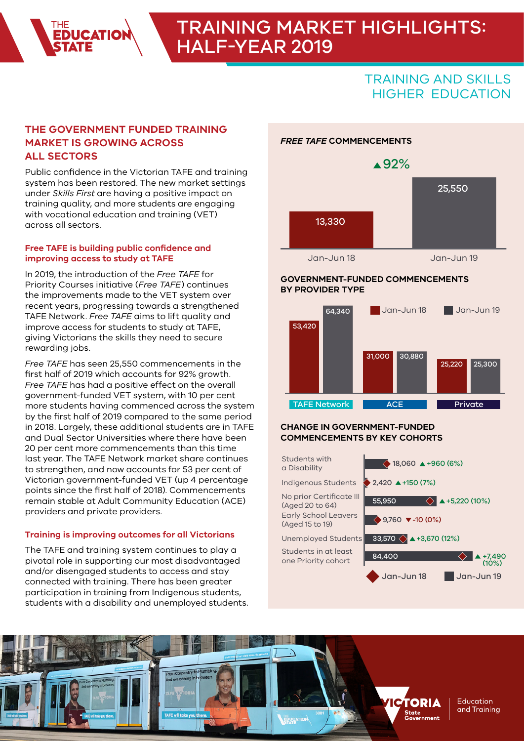# TRAINING MARKET HIGHLIGHTS: HALF-YEAR 2019

TRAINING AND SKILLS
HIGHER EDUCATION

## THE GOVERNMENT FUNDED TRAINING MARKET IS GROWING ACROSS ALL SECTORS

Public confidence in the Victorian TAFE and training system has been restored. The new market settings under *Skills First* are having a positive impact on training quality, and more students are engaging with vocational education and training (VET) across all sectors.

### Free TAFE is building public confidence and improving access to study at TAFE

In 2019, the introduction of the *Free TAFE* for Priority Courses initiative (*Free TAFE*) continues the improvements made to the VET system over recent years, progressing towards a strengthened TAFE Network. *Free TAFE* aims to lift quality and improve access for students to study at TAFE, giving Victorians the skills they need to secure rewarding jobs.

*Free TAFE* has seen 25,550 commencements in the first half of 2019 which accounts for 92% growth. *Free TAFE* has had a positive effect on the overall government-funded VET system, with 10 per cent more students having commenced across the system by the first half of 2019 compared to the same period in 2018. Largely, these additional students are in TAFE and Dual Sector Universities where there have been 20 per cent more commencements than this time last year. The TAFE Network market share continues to strengthen, and now accounts for 53 per cent of Victorian government-funded VET (up 4 percentage points since the first half of 2018). Commencements remain stable at Adult Community Education (ACE) providers and private providers.

### Training is improving outcomes for all Victorians

The TAFE and training system continues to play a pivotal role in supporting our most disadvantaged and/or disengaged students to access and stay connected with training. There has been greater participation in training from Indigenous students, students with a disability and unemployed students.

### *FREE TAFE* COMMENCEMENTS

▲92%

| Period | Commencements |
|---|---|
| Jan-Jun 18 | 13,330 |
| Jan-Jun 19 | 25,550 |

### GOVERNMENT-FUNDED COMMENCEMENTS BY PROVIDER TYPE

| Provider type | Jan-Jun 18 | Jan-Jun 19 |
|---|---|---|
| TAFE Network | 53,420 | 64,340 |
| ACE | 31,000 | 30,880 |
| Private | 25,220 | 25,300 |

### CHANGE IN GOVERNMENT-FUNDED COMMENCEMENTS BY KEY COHORTS

| Cohort | Jan-Jun 19 | Change |
|---|---|---|
| Students with a Disability | 18,060 | ▲+960 (6%) |
| Indigenous Students | 2,420 | ▲+150 (7%) |
| No prior Certificate III (Aged 20 to 64) | 55,950 | ▲+5,220 (10%) |
| Early School Leavers (Aged 15 to 19) | 9,760 | ▼-10 (0%) |
| Unemployed Students | 33,570 | ▲+3,670 (12%) |
| Students in at least one Priority cohort | 84,400 | ▲+7,490 (10%) |

◆ Jan-Jun 18 ■ Jan-Jun 19

VICTORIA State Government | Education and Training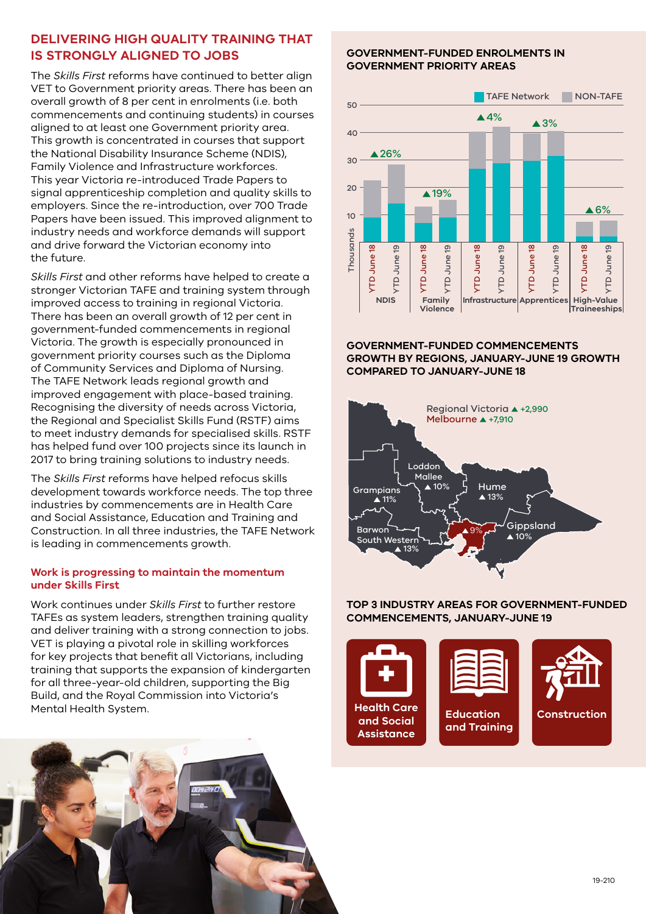## DELIVERING HIGH QUALITY TRAINING THAT IS STRONGLY ALIGNED TO JOBS

The *Skills First* reforms have continued to better align VET to Government priority areas. There has been an overall growth of 8 per cent in enrolments (i.e. both commencements and continuing students) in courses aligned to at least one Government priority area. This growth is concentrated in courses that support the National Disability Insurance Scheme (NDIS), Family Violence and Infrastructure workforces. This year Victoria re-introduced Trade Papers to signal apprenticeship completion and quality skills to employers. Since the re-introduction, over 700 Trade Papers have been issued. This improved alignment to industry needs and workforce demands will support and drive forward the Victorian economy into the future.

*Skills First* and other reforms have helped to create a stronger Victorian TAFE and training system through improved access to training in regional Victoria. There has been an overall growth of 12 per cent in government-funded commencements in regional Victoria. The growth is especially pronounced in government priority courses such as the Diploma of Community Services and Diploma of Nursing. The TAFE Network leads regional growth and improved engagement with place-based training. Recognising the diversity of needs across Victoria, the Regional and Specialist Skills Fund (RSTF) aims to meet industry demands for specialised skills. RSTF has helped fund over 100 projects since its launch in 2017 to bring training solutions to industry needs.

The *Skills First* reforms have helped refocus skills development towards workforce needs. The top three industries by commencements are in Health Care and Social Assistance, Education and Training and Construction. In all three industries, the TAFE Network is leading in commencements growth.

### Work is progressing to maintain the momentum under Skills First

Work continues under *Skills First* to further restore TAFEs as system leaders, strengthen training quality and deliver training with a strong connection to jobs. VET is playing a pivotal role in skilling workforces for key projects that benefit all Victorians, including training that supports the expansion of kindergarten for all three-year-old children, supporting the Big Build, and the Royal Commission into Victoria's Mental Health System.

### GOVERNMENT-FUNDED ENROLMENTS IN GOVERNMENT PRIORITY AREAS

TAFE Network
NON-TAFE

Thousands
50
40
30
20
10

▲26%
▲19%
▲4%
▲3%
▲6%

YTD June 18
YTD June 19

NDIS
Family Violence
Infrastructure
Apprentices
High-Value Traineeships

### GOVERNMENT-FUNDED COMMENCEMENTS GROWTH BY REGIONS, JANUARY-JUNE 19 GROWTH COMPARED TO JANUARY-JUNE 18

Regional Victoria ▲ +2,990
Melbourne ▲ +7,910

Loddon Mallee ▲ 10%
Grampians ▲ 11%
Hume ▲ 13%
Barwon South Western ▲ 13%
▲ 9%
Gippsland ▲ 10%

### TOP 3 INDUSTRY AREAS FOR GOVERNMENT-FUNDED COMMENCEMENTS, JANUARY-JUNE 19

Health Care and Social Assistance
Education and Training
Construction